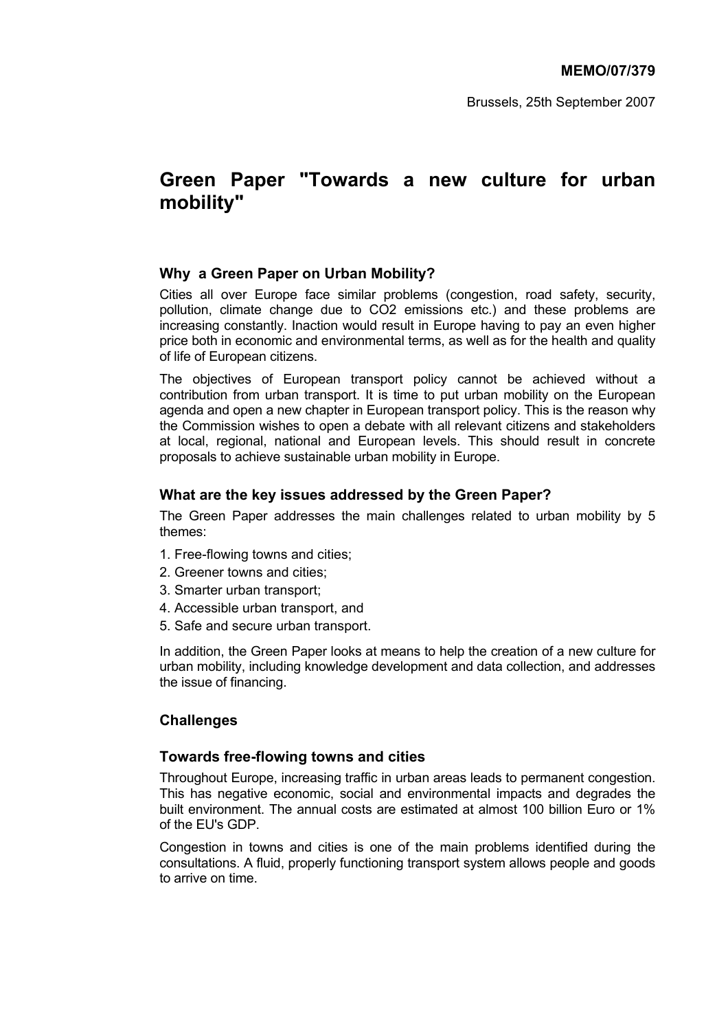**MEMO/07/379**

Brussels, 25th September 2007

# Green Paper "Towards a new culture for urban mobility"

### Why a Green Paper on Urban Mobility?

Cities all over Europe face similar problems (congestion, road safety, security, pollution, climate change due to $CO_2$ emissions etc.) and these problems are increasing constantly. Inaction would result in Europe having to pay an even higher price both in economic and environmental terms, as well as for the health and quality of life of European citizens.

The objectives of European transport policy cannot be achieved without a contribution from urban transport. It is time to put urban mobility on the European agenda and open a new chapter in European transport policy. This is the reason why the Commission wishes to open a debate with all relevant citizens and stakeholders at local, regional, national and European levels. This should result in concrete proposals to achieve sustainable urban mobility in Europe.

### What are the key issues addressed by the Green Paper?

The Green Paper addresses the main challenges related to urban mobility by 5 themes:

1. Free-flowing towns and cities;
2. Greener towns and cities;
3. Smarter urban transport;
4. Accessible urban transport, and
5. Safe and secure urban transport.

In addition, the Green Paper looks at means to help the creation of a new culture for urban mobility, including knowledge development and data collection, and addresses the issue of financing.

### Challenges

### Towards free-flowing towns and cities

Throughout Europe, increasing traffic in urban areas leads to permanent congestion. This has negative economic, social and environmental impacts and degrades the built environment. The annual costs are estimated at almost 100 billion Euro or 1% of the EU's GDP.

Congestion in towns and cities is one of the main problems identified during the consultations. A fluid, properly functioning transport system allows people and goods to arrive on time.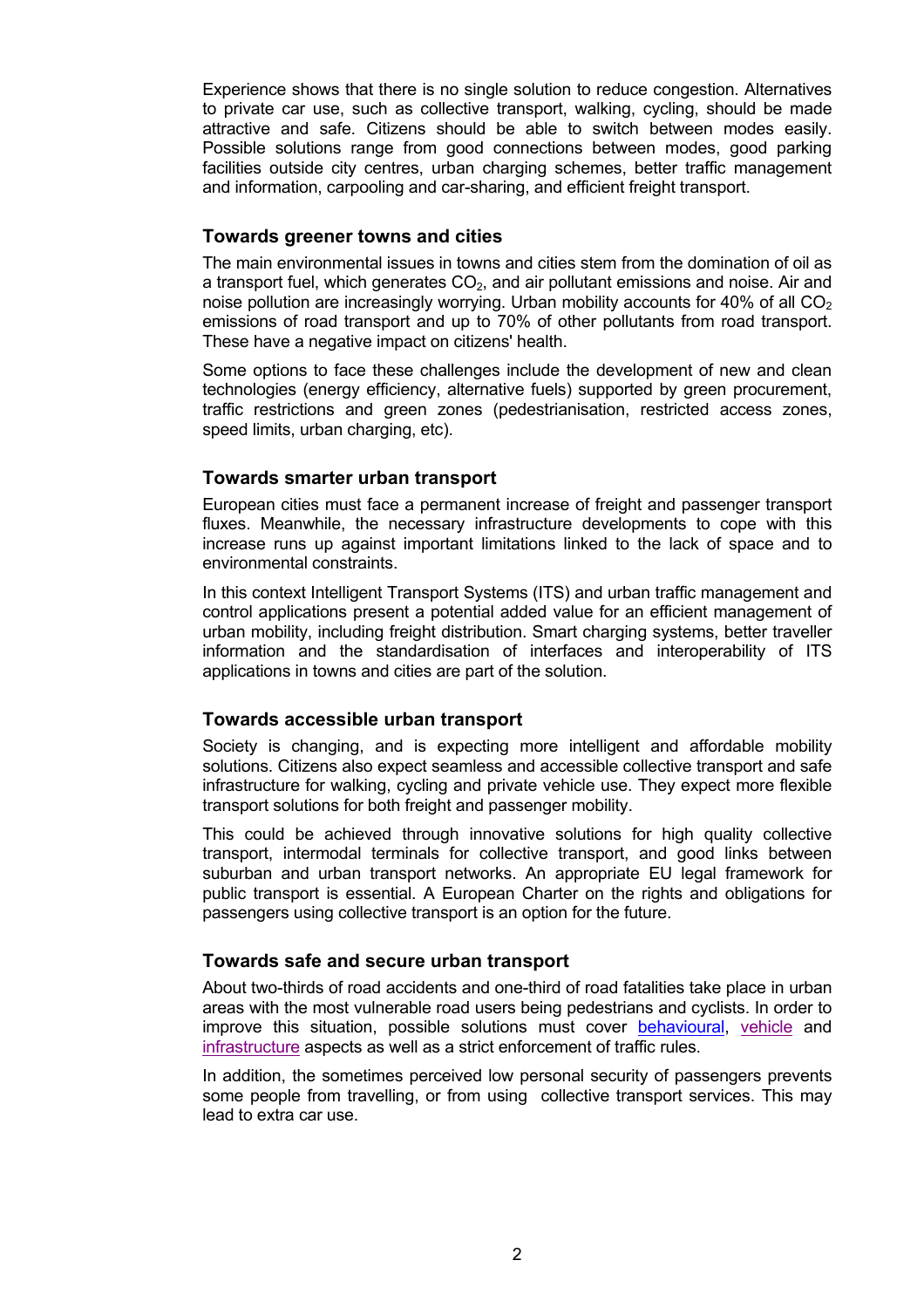Experience shows that there is no single solution to reduce congestion. Alternatives to private car use, such as collective transport, walking, cycling, should be made attractive and safe. Citizens should be able to switch between modes easily. Possible solutions range from good connections between modes, good parking facilities outside city centres, urban charging schemes, better traffic management and information, carpooling and car-sharing, and efficient freight transport.

### Towards greener towns and cities

The main environmental issues in towns and cities stem from the domination of oil as a transport fuel, which generates $CO_2$, and air pollutant emissions and noise. Air and noise pollution are increasingly worrying. Urban mobility accounts for 40% of all $CO_2$ emissions of road transport and up to 70% of other pollutants from road transport. These have a negative impact on citizens' health.

Some options to face these challenges include the development of new and clean technologies (energy efficiency, alternative fuels) supported by green procurement, traffic restrictions and green zones (pedestrianisation, restricted access zones, speed limits, urban charging, etc).

### Towards smarter urban transport

European cities must face a permanent increase of freight and passenger transport fluxes. Meanwhile, the necessary infrastructure developments to cope with this increase runs up against important limitations linked to the lack of space and to environmental constraints.

In this context Intelligent Transport Systems (ITS) and urban traffic management and control applications present a potential added value for an efficient management of urban mobility, including freight distribution. Smart charging systems, better traveller information and the standardisation of interfaces and interoperability of ITS applications in towns and cities are part of the solution.

### Towards accessible urban transport

Society is changing, and is expecting more intelligent and affordable mobility solutions. Citizens also expect seamless and accessible collective transport and safe infrastructure for walking, cycling and private vehicle use. They expect more flexible transport solutions for both freight and passenger mobility.

This could be achieved through innovative solutions for high quality collective transport, intermodal terminals for collective transport, and good links between suburban and urban transport networks. An appropriate EU legal framework for public transport is essential. A European Charter on the rights and obligations for passengers using collective transport is an option for the future.

### Towards safe and secure urban transport

About two-thirds of road accidents and one-third of road fatalities take place in urban areas with the most vulnerable road users being pedestrians and cyclists. In order to improve this situation, possible solutions must cover behavioural, vehicle and infrastructure aspects as well as a strict enforcement of traffic rules.

In addition, the sometimes perceived low personal security of passengers prevents some people from travelling, or from using collective transport services. This may lead to extra car use.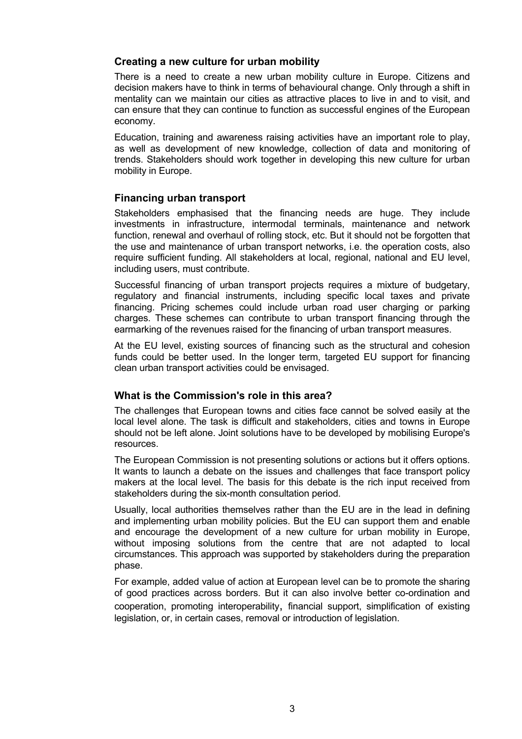### Creating a new culture for urban mobility

There is a need to create a new urban mobility culture in Europe. Citizens and decision makers have to think in terms of behavioural change. Only through a shift in mentality can we maintain our cities as attractive places to live in and to visit, and can ensure that they can continue to function as successful engines of the European economy.

Education, training and awareness raising activities have an important role to play, as well as development of new knowledge, collection of data and monitoring of trends. Stakeholders should work together in developing this new culture for urban mobility in Europe.

### Financing urban transport

Stakeholders emphasised that the financing needs are huge. They include investments in infrastructure, intermodal terminals, maintenance and network function, renewal and overhaul of rolling stock, etc. But it should not be forgotten that the use and maintenance of urban transport networks, i.e. the operation costs, also require sufficient funding. All stakeholders at local, regional, national and EU level, including users, must contribute.

Successful financing of urban transport projects requires a mixture of budgetary, regulatory and financial instruments, including specific local taxes and private financing. Pricing schemes could include urban road user charging or parking charges. These schemes can contribute to urban transport financing through the earmarking of the revenues raised for the financing of urban transport measures.

At the EU level, existing sources of financing such as the structural and cohesion funds could be better used. In the longer term, targeted EU support for financing clean urban transport activities could be envisaged.

### What is the Commission's role in this area?

The challenges that European towns and cities face cannot be solved easily at the local level alone. The task is difficult and stakeholders, cities and towns in Europe should not be left alone. Joint solutions have to be developed by mobilising Europe's resources.

The European Commission is not presenting solutions or actions but it offers options. It wants to launch a debate on the issues and challenges that face transport policy makers at the local level. The basis for this debate is the rich input received from stakeholders during the six-month consultation period.

Usually, local authorities themselves rather than the EU are in the lead in defining and implementing urban mobility policies. But the EU can support them and enable and encourage the development of a new culture for urban mobility in Europe, without imposing solutions from the centre that are not adapted to local circumstances. This approach was supported by stakeholders during the preparation phase.

For example, added value of action at European level can be to promote the sharing of good practices across borders. But it can also involve better co-ordination and cooperation, promoting interoperability, financial support, simplification of existing legislation, or, in certain cases, removal or introduction of legislation.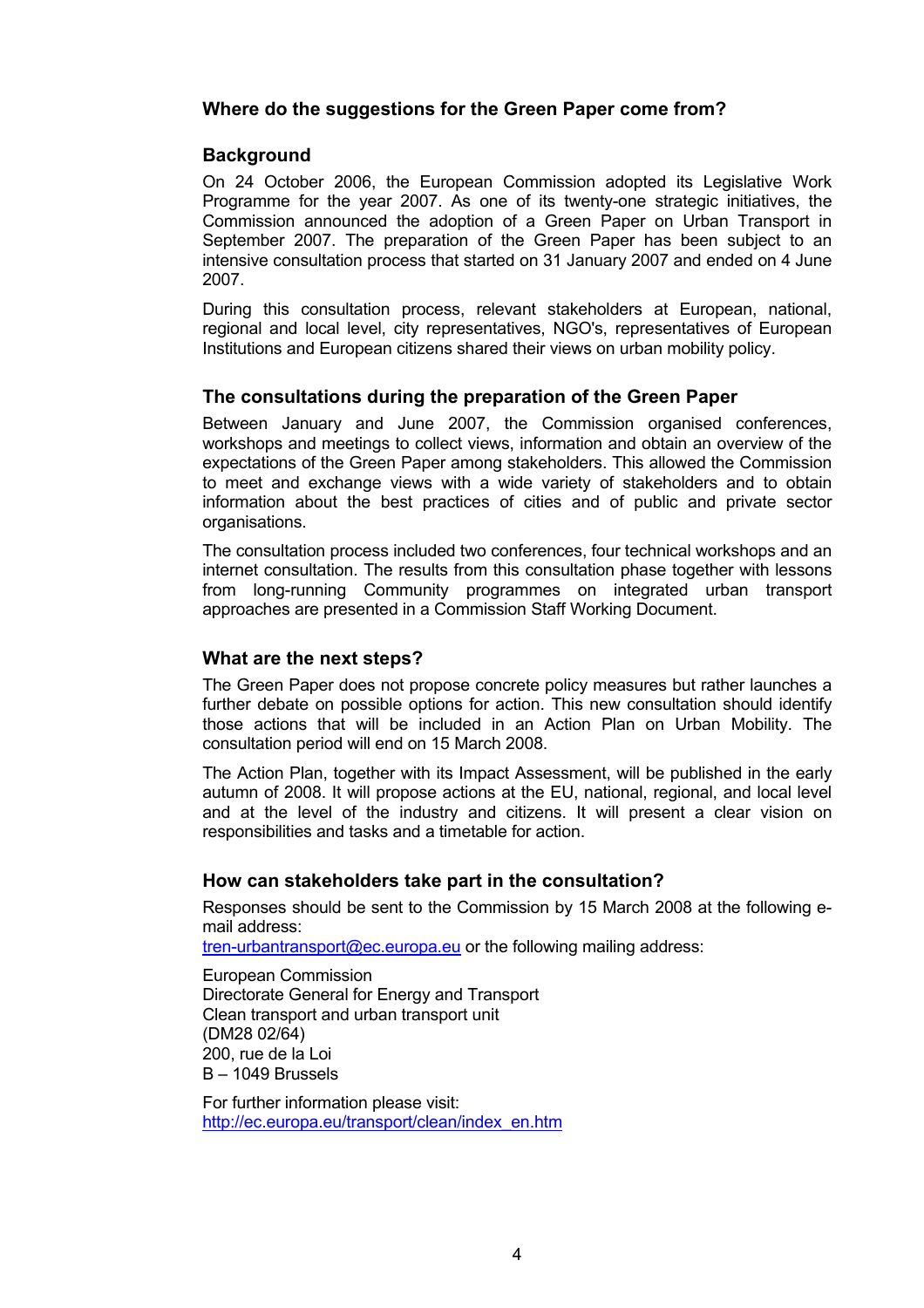### Where do the suggestions for the Green Paper come from?

### Background

On 24 October 2006, the European Commission adopted its Legislative Work Programme for the year 2007. As one of its twenty-one strategic initiatives, the Commission announced the adoption of a Green Paper on Urban Transport in September 2007. The preparation of the Green Paper has been subject to an intensive consultation process that started on 31 January 2007 and ended on 4 June 2007.

During this consultation process, relevant stakeholders at European, national, regional and local level, city representatives, NGO's, representatives of European Institutions and European citizens shared their views on urban mobility policy.

### The consultations during the preparation of the Green Paper

Between January and June 2007, the Commission organised conferences, workshops and meetings to collect views, information and obtain an overview of the expectations of the Green Paper among stakeholders. This allowed the Commission to meet and exchange views with a wide variety of stakeholders and to obtain information about the best practices of cities and of public and private sector organisations.

The consultation process included two conferences, four technical workshops and an internet consultation. The results from this consultation phase together with lessons from long-running Community programmes on integrated urban transport approaches are presented in a Commission Staff Working Document.

### What are the next steps?

The Green Paper does not propose concrete policy measures but rather launches a further debate on possible options for action. This new consultation should identify those actions that will be included in an Action Plan on Urban Mobility. The consultation period will end on 15 March 2008.

The Action Plan, together with its Impact Assessment, will be published in the early autumn of 2008. It will propose actions at the EU, national, regional, and local level and at the level of the industry and citizens. It will present a clear vision on responsibilities and tasks and a timetable for action.

### How can stakeholders take part in the consultation?

Responses should be sent to the Commission by 15 March 2008 at the following e-mail address:
tren-urbantransport@ec.europa.eu or the following mailing address:

European Commission
Directorate General for Energy and Transport
Clean transport and urban transport unit
(DM28 02/64)
200, rue de la Loi
B – 1049 Brussels

For further information please visit:
http://ec.europa.eu/transport/clean/index_en.htm